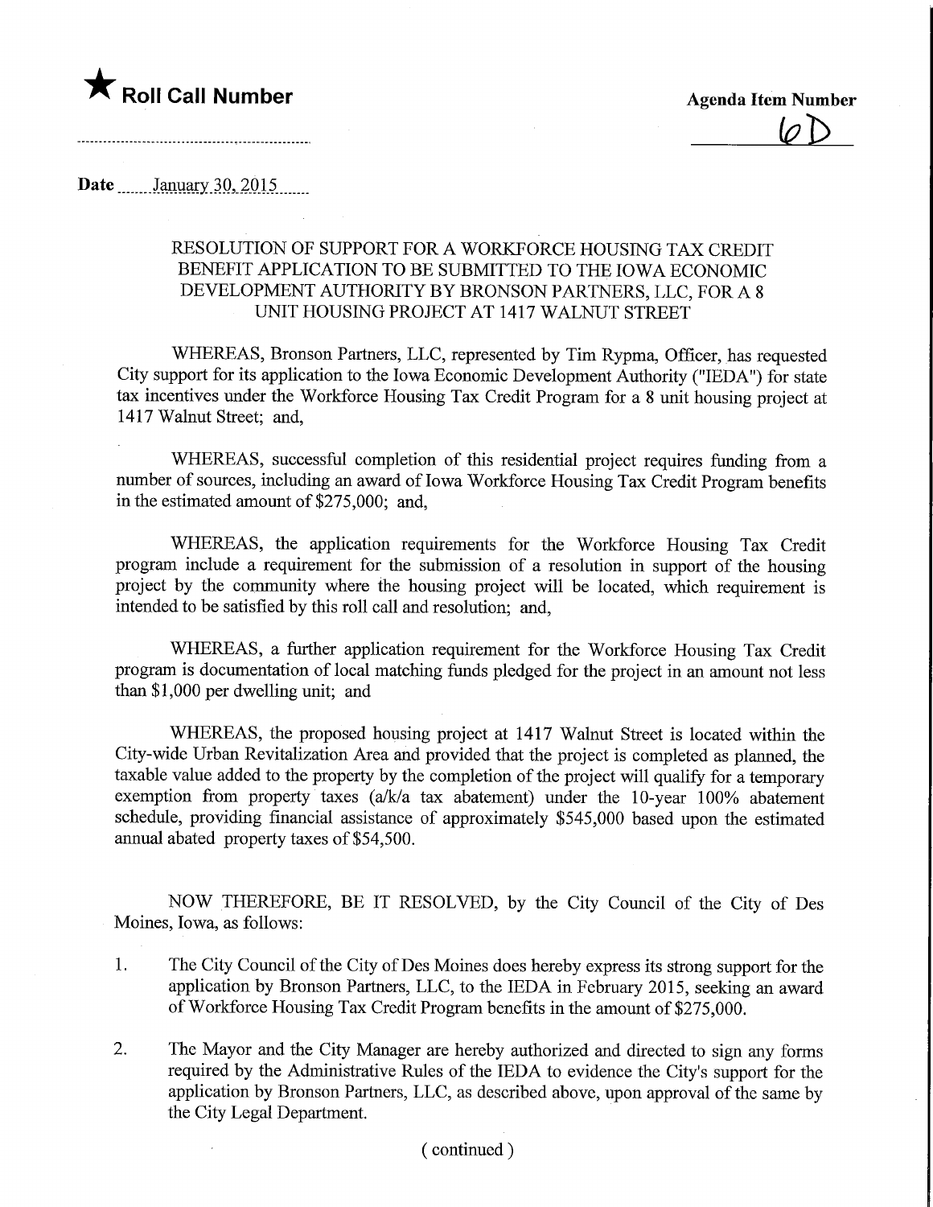★ **Roll Call Number**

**Agenda Item Number**

6D

Date January 30, 2015

RESOLUTION OF SUPPORT FOR A WORKFORCE HOUSING TAX CREDIT BENEFIT APPLICATION TO BE SUBMITTED TO THE IOWA ECONOMIC DEVELOPMENT AUTHORITY BY BRONSON PARTNERS, LLC, FOR A 8 UNIT HOUSING PROJECT AT 1417 WALNUT STREET

WHEREAS, Bronson Partners, LLC, represented by Tim Rypma, Officer, has requested City support for its application to the Iowa Economic Development Authority ("IEDA") for state tax incentives under the Workforce Housing Tax Credit Program for a 8 unit housing project at 1417 Walnut Street; and,

WHEREAS, successful completion of this residential project requires funding from a number of sources, including an award of Iowa Workforce Housing Tax Credit Program benefits in the estimated amount of $275,000; and,

WHEREAS, the application requirements for the Workforce Housing Tax Credit program include a requirement for the submission of a resolution in support of the housing project by the community where the housing project will be located, which requirement is intended to be satisfied by this roll call and resolution; and,

WHEREAS, a further application requirement for the Workforce Housing Tax Credit program is documentation of local matching funds pledged for the project in an amount not less than $1,000 per dwelling unit; and

WHEREAS, the proposed housing project at 1417 Walnut Street is located within the City-wide Urban Revitalization Area and provided that the project is completed as planned, the taxable value added to the property by the completion of the project will qualify for a temporary exemption from property taxes (a/k/a tax abatement) under the 10-year 100% abatement schedule, providing financial assistance of approximately $545,000 based upon the estimated annual abated property taxes of $54,500.

NOW THEREFORE, BE IT RESOLVED, by the City Council of the City of Des Moines, Iowa, as follows:

1. The City Council of the City of Des Moines does hereby express its strong support for the application by Bronson Partners, LLC, to the IEDA in February 2015, seeking an award of Workforce Housing Tax Credit Program benefits in the amount of $275,000.

2. The Mayor and the City Manager are hereby authorized and directed to sign any forms required by the Administrative Rules of the IEDA to evidence the City's support for the application by Bronson Partners, LLC, as described above, upon approval of the same by the City Legal Department.

( continued )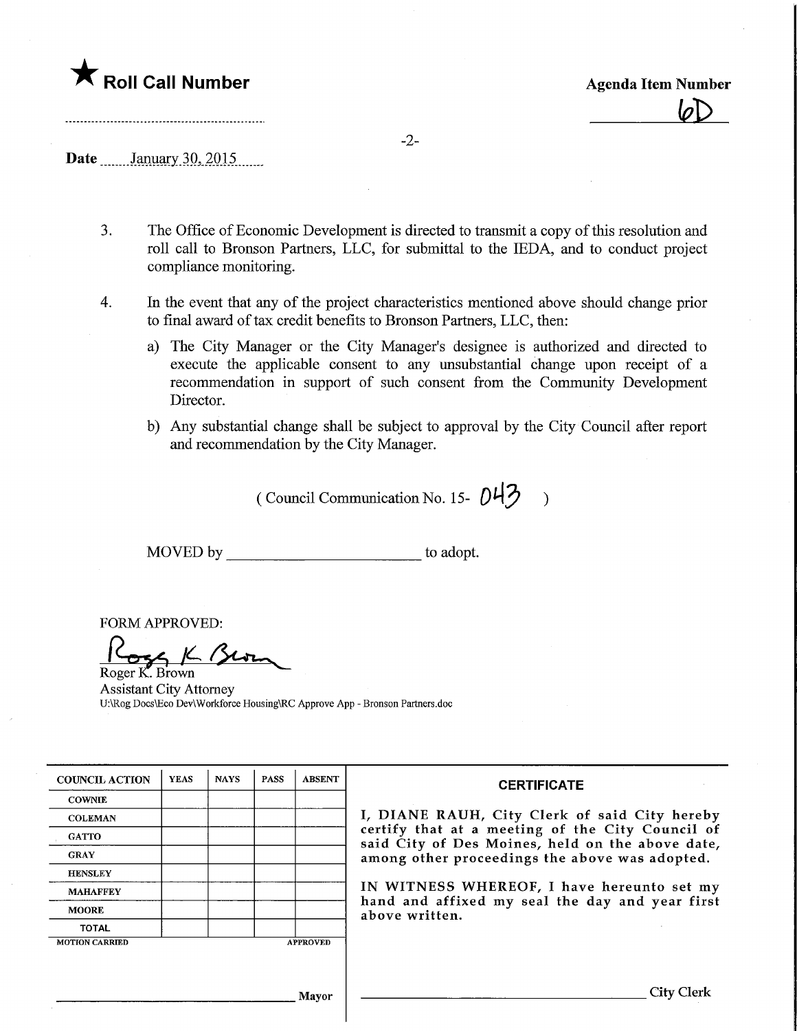★ **Roll Call Number**

**Agenda Item Number**

6D

**Date** January 30, 2015

3. The Office of Economic Development is directed to transmit a copy of this resolution and roll call to Bronson Partners, LLC, for submittal to the IEDA, and to conduct project compliance monitoring.

4. In the event that any of the project characteristics mentioned above should change prior to final award of tax credit benefits to Bronson Partners, LLC, then:

   a) The City Manager or the City Manager's designee is authorized and directed to execute the applicable consent to any unsubstantial change upon receipt of a recommendation in support of such consent from the Community Development Director.

   b) Any substantial change shall be subject to approval by the City Council after report and recommendation by the City Manager.

( Council Communication No. 15- 043 )

MOVED by \_\_\_\_\_\_\_\_\_\_\_\_\_\_\_\_\_\_\_\_\_\_\_\_ to adopt.

FORM APPROVED:

Roger K. Brown
Assistant City Attorney
U:\Rog Docs\Eco Dev\Workforce Housing\RC Approve App - Bronson Partners.doc

| COUNCIL ACTION | YEAS | NAYS | PASS | ABSENT |
|---|---|---|---|---|
| COWNIE | | | | |
| COLEMAN | | | | |
| GATTO | | | | |
| GRAY | | | | |
| HENSLEY | | | | |
| MAHAFFEY | | | | |
| MOORE | | | | |
| TOTAL | | | | |
| MOTION CARRIED | | | | APPROVED |

\_\_\_\_\_\_\_\_\_\_\_\_\_\_\_\_\_\_\_\_\_\_\_\_ Mayor

**CERTIFICATE**

I, DIANE RAUH, City Clerk of said City hereby certify that at a meeting of the City Council of said City of Des Moines, held on the above date, among other proceedings the above was adopted.

IN WITNESS WHEREOF, I have hereunto set my hand and affixed my seal the day and year first above written.

\_\_\_\_\_\_\_\_\_\_\_\_\_\_\_\_\_\_\_\_\_\_\_\_ City Clerk